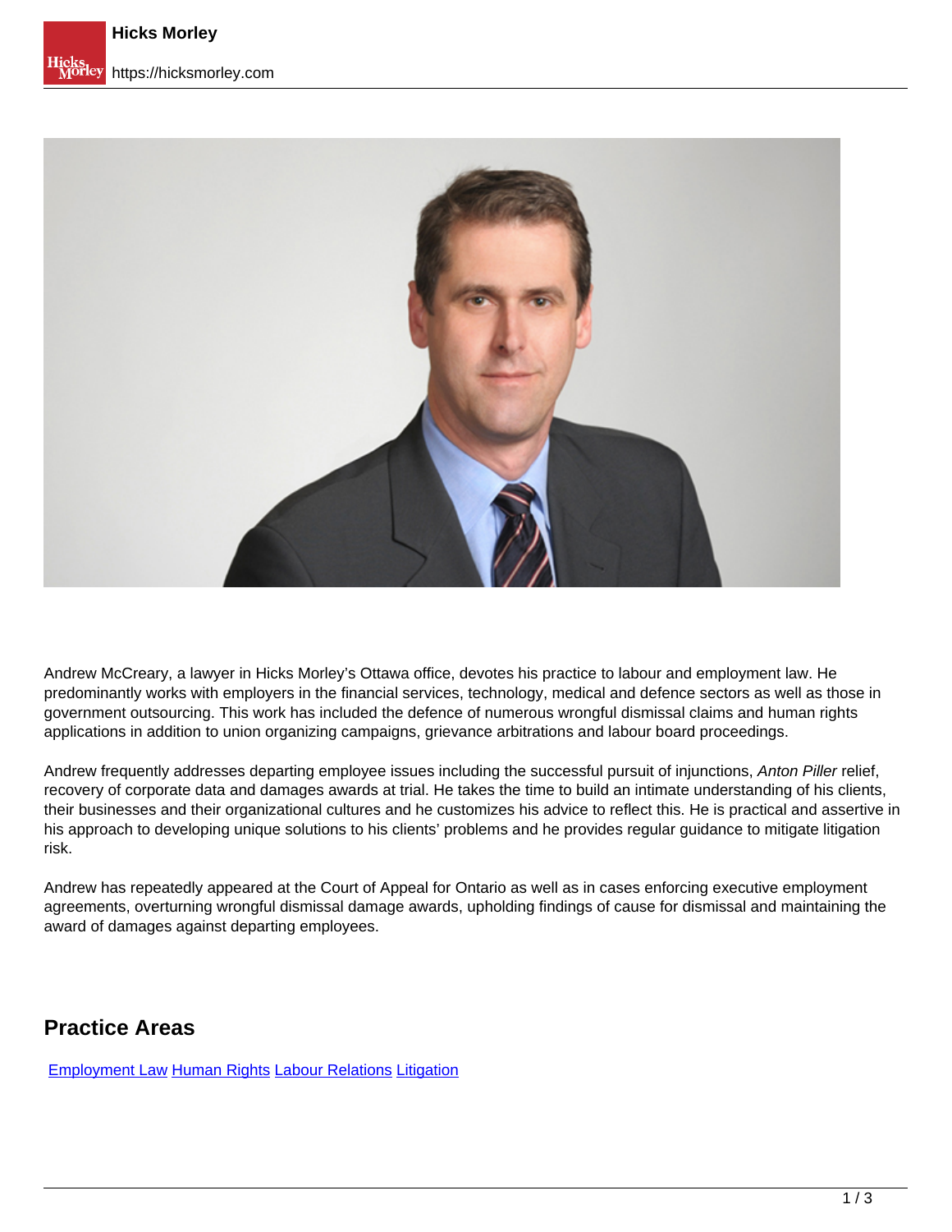Andrew McCreary, a lawyer in Hicks Morley's Ottawa office, devotes his practice to labour and employment law. He predominantly works with employers in the financial services, technology, medical and defence sectors as well as those in government outsourcing. This work has included the defence of numerous wrongful dismissal claims and human rights applications in addition to union organizing campaigns, grievance arbitrations and labour board proceedings.

Andrew frequently addresses departing employee issues including the successful pursuit of injunctions, *Anton Piller* relief, recovery of corporate data and damages awards at trial. He takes the time to build an intimate understanding of his clients, their businesses and their organizational cultures and he customizes his advice to reflect this. He is practical and assertive in his approach to developing unique solutions to his clients' problems and he provides regular guidance to mitigate litigation risk.

Andrew has repeatedly appeared at the Court of Appeal for Ontario as well as in cases enforcing executive employment agreements, overturning wrongful dismissal damage awards, upholding findings of cause for dismissal and maintaining the award of damages against departing employees.

## Practice Areas

Employment Law Human Rights Labour Relations Litigation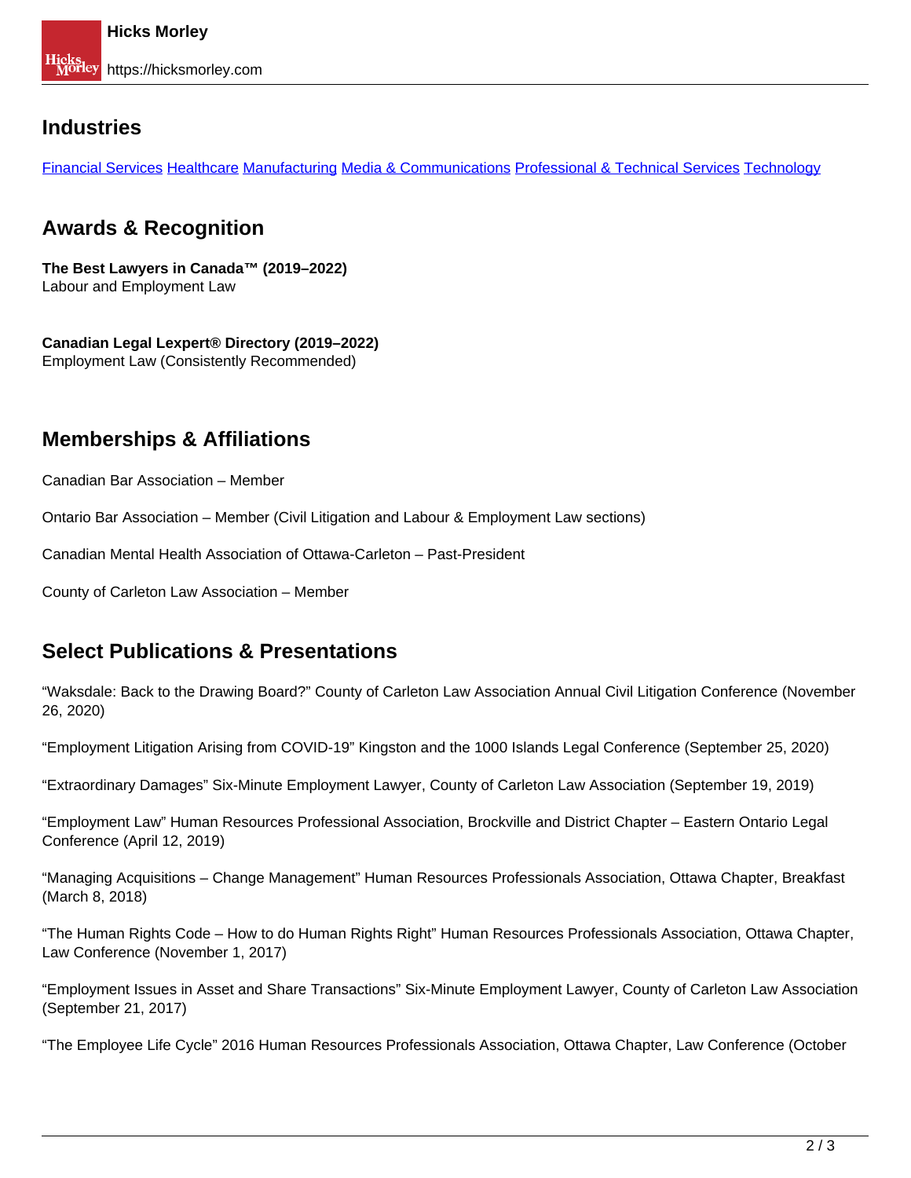## Industries

Financial Services Healthcare Manufacturing Media & Communications Professional & Technical Services Technology

## Awards & Recognition

**The Best Lawyers in Canada™ (2019–2022)**
Labour and Employment Law

**Canadian Legal Lexpert® Directory (2019–2022)**
Employment Law (Consistently Recommended)

## Memberships & Affiliations

Canadian Bar Association – Member

Ontario Bar Association – Member (Civil Litigation and Labour & Employment Law sections)

Canadian Mental Health Association of Ottawa-Carleton – Past-President

County of Carleton Law Association – Member

## Select Publications & Presentations

"Waksdale: Back to the Drawing Board?" County of Carleton Law Association Annual Civil Litigation Conference (November 26, 2020)

"Employment Litigation Arising from COVID-19" Kingston and the 1000 Islands Legal Conference (September 25, 2020)

"Extraordinary Damages" Six-Minute Employment Lawyer, County of Carleton Law Association (September 19, 2019)

"Employment Law" Human Resources Professional Association, Brockville and District Chapter – Eastern Ontario Legal Conference (April 12, 2019)

"Managing Acquisitions – Change Management" Human Resources Professionals Association, Ottawa Chapter, Breakfast (March 8, 2018)

"The Human Rights Code – How to do Human Rights Right" Human Resources Professionals Association, Ottawa Chapter, Law Conference (November 1, 2017)

"Employment Issues in Asset and Share Transactions" Six-Minute Employment Lawyer, County of Carleton Law Association (September 21, 2017)

"The Employee Life Cycle" 2016 Human Resources Professionals Association, Ottawa Chapter, Law Conference (October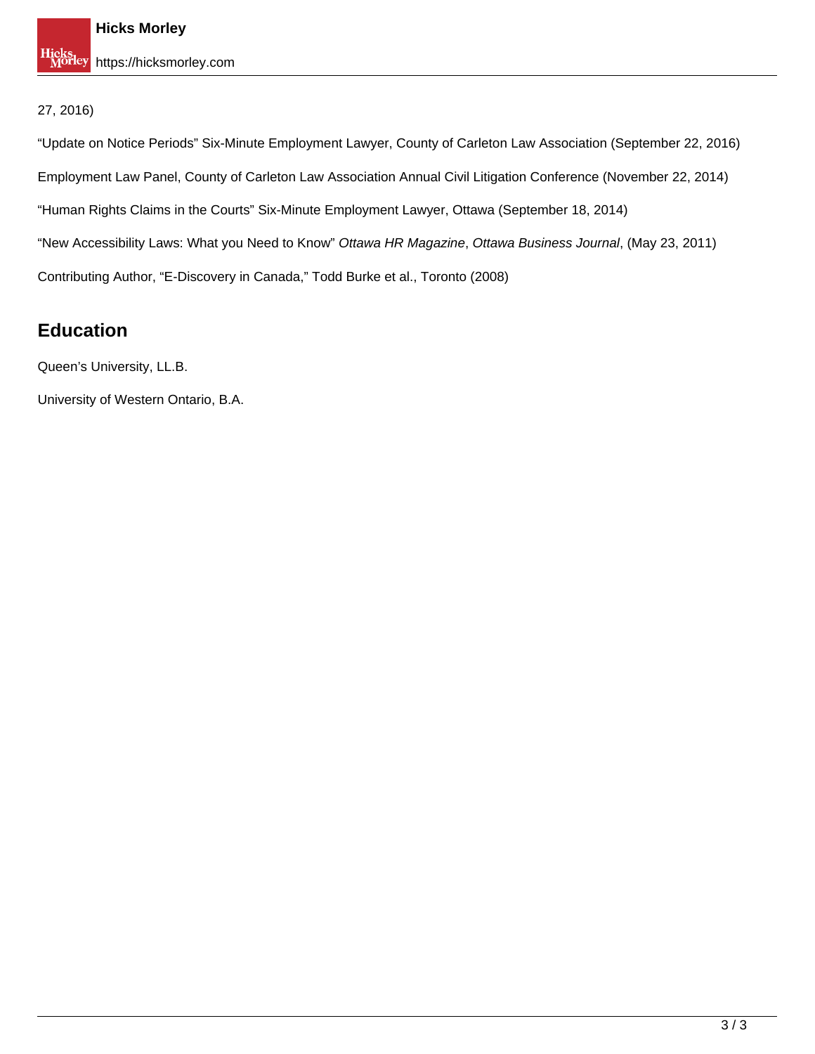27, 2016)

“Update on Notice Periods” Six-Minute Employment Lawyer, County of Carleton Law Association (September 22, 2016)

Employment Law Panel, County of Carleton Law Association Annual Civil Litigation Conference (November 22, 2014)

“Human Rights Claims in the Courts” Six-Minute Employment Lawyer, Ottawa (September 18, 2014)

“New Accessibility Laws: What you Need to Know” *Ottawa HR Magazine*, *Ottawa Business Journal*, (May 23, 2011)

Contributing Author, “E-Discovery in Canada,” Todd Burke et al., Toronto (2008)

## Education

Queen’s University, LL.B.

University of Western Ontario, B.A.